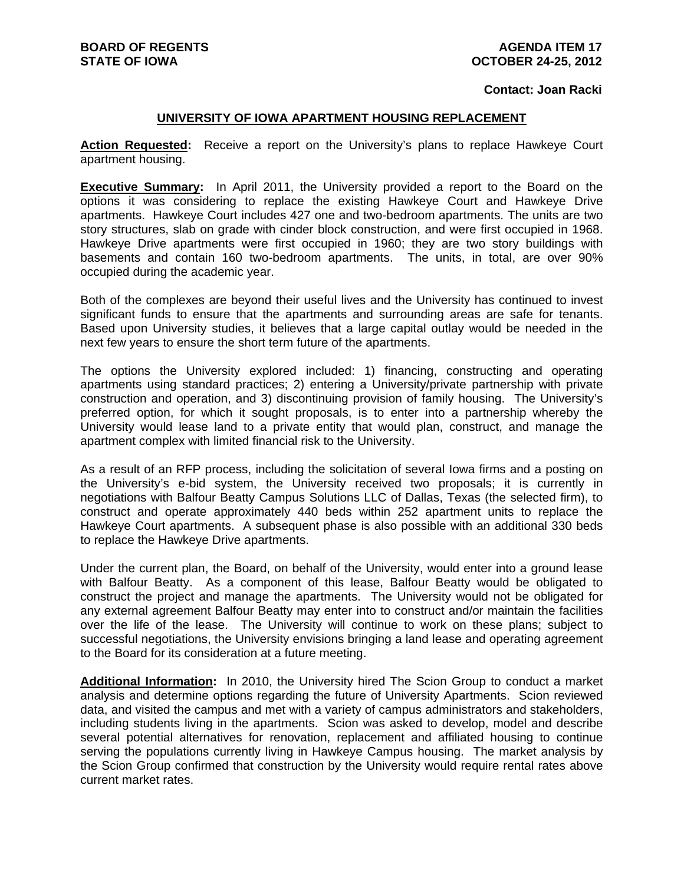**BOARD OF REGENTS**
**STATE OF IOWA**

**AGENDA ITEM 17**
**OCTOBER 24-25, 2012**

**Contact: Joan Racki**

## UNIVERSITY OF IOWA APARTMENT HOUSING REPLACEMENT

**Action Requested:** Receive a report on the University's plans to replace Hawkeye Court apartment housing.

**Executive Summary:** In April 2011, the University provided a report to the Board on the options it was considering to replace the existing Hawkeye Court and Hawkeye Drive apartments. Hawkeye Court includes 427 one and two-bedroom apartments. The units are two story structures, slab on grade with cinder block construction, and were first occupied in 1968. Hawkeye Drive apartments were first occupied in 1960; they are two story buildings with basements and contain 160 two-bedroom apartments. The units, in total, are over 90% occupied during the academic year.

Both of the complexes are beyond their useful lives and the University has continued to invest significant funds to ensure that the apartments and surrounding areas are safe for tenants. Based upon University studies, it believes that a large capital outlay would be needed in the next few years to ensure the short term future of the apartments.

The options the University explored included: 1) financing, constructing and operating apartments using standard practices; 2) entering a University/private partnership with private construction and operation, and 3) discontinuing provision of family housing. The University's preferred option, for which it sought proposals, is to enter into a partnership whereby the University would lease land to a private entity that would plan, construct, and manage the apartment complex with limited financial risk to the University.

As a result of an RFP process, including the solicitation of several Iowa firms and a posting on the University's e-bid system, the University received two proposals; it is currently in negotiations with Balfour Beatty Campus Solutions LLC of Dallas, Texas (the selected firm), to construct and operate approximately 440 beds within 252 apartment units to replace the Hawkeye Court apartments. A subsequent phase is also possible with an additional 330 beds to replace the Hawkeye Drive apartments.

Under the current plan, the Board, on behalf of the University, would enter into a ground lease with Balfour Beatty. As a component of this lease, Balfour Beatty would be obligated to construct the project and manage the apartments. The University would not be obligated for any external agreement Balfour Beatty may enter into to construct and/or maintain the facilities over the life of the lease. The University will continue to work on these plans; subject to successful negotiations, the University envisions bringing a land lease and operating agreement to the Board for its consideration at a future meeting.

**Additional Information:** In 2010, the University hired The Scion Group to conduct a market analysis and determine options regarding the future of University Apartments. Scion reviewed data, and visited the campus and met with a variety of campus administrators and stakeholders, including students living in the apartments. Scion was asked to develop, model and describe several potential alternatives for renovation, replacement and affiliated housing to continue serving the populations currently living in Hawkeye Campus housing. The market analysis by the Scion Group confirmed that construction by the University would require rental rates above current market rates.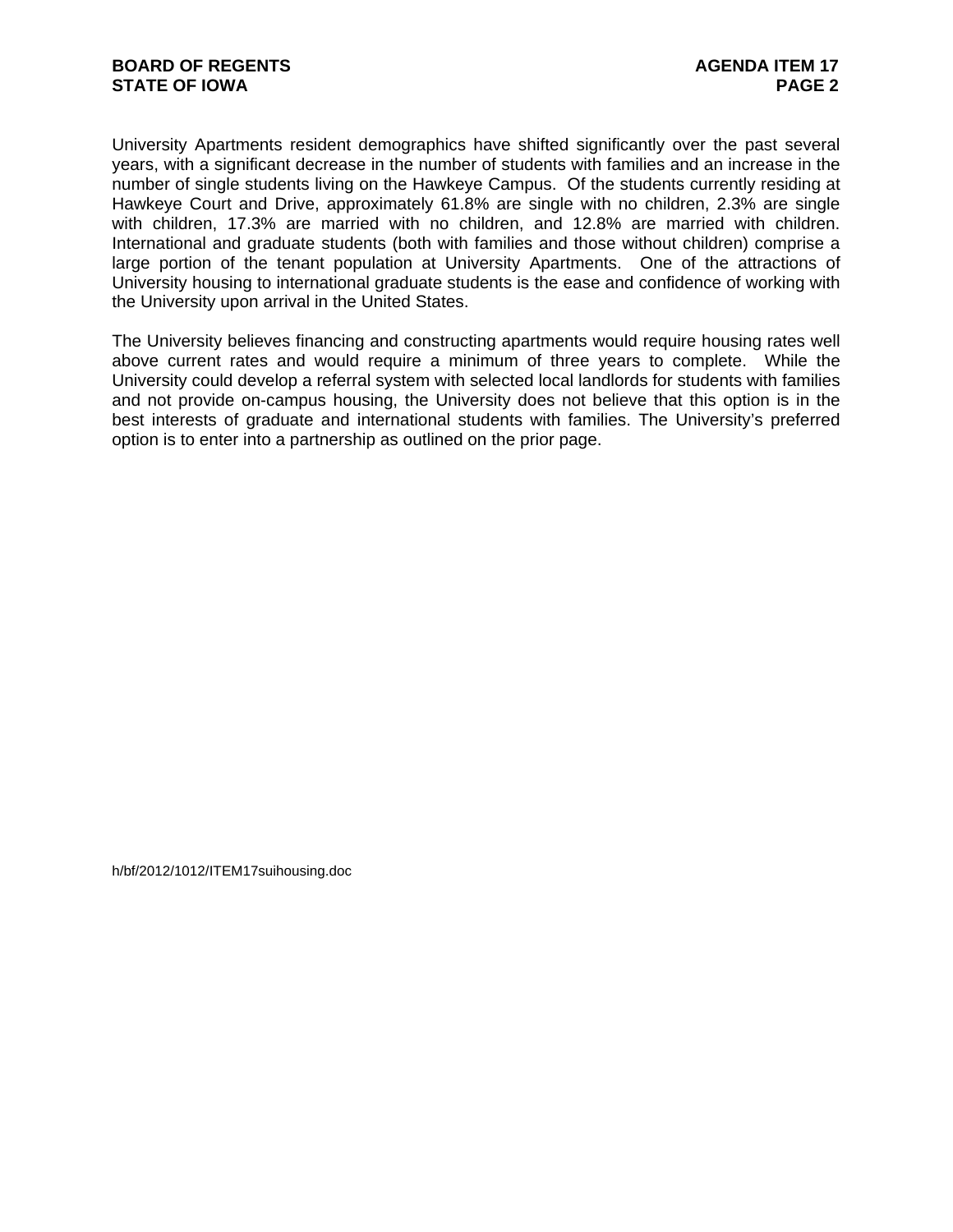University Apartments resident demographics have shifted significantly over the past several years, with a significant decrease in the number of students with families and an increase in the number of single students living on the Hawkeye Campus. Of the students currently residing at Hawkeye Court and Drive, approximately 61.8% are single with no children, 2.3% are single with children, 17.3% are married with no children, and 12.8% are married with children. International and graduate students (both with families and those without children) comprise a large portion of the tenant population at University Apartments. One of the attractions of University housing to international graduate students is the ease and confidence of working with the University upon arrival in the United States.

The University believes financing and constructing apartments would require housing rates well above current rates and would require a minimum of three years to complete. While the University could develop a referral system with selected local landlords for students with families and not provide on-campus housing, the University does not believe that this option is in the best interests of graduate and international students with families. The University's preferred option is to enter into a partnership as outlined on the prior page.

h/bf/2012/1012/ITEM17suihousing.doc